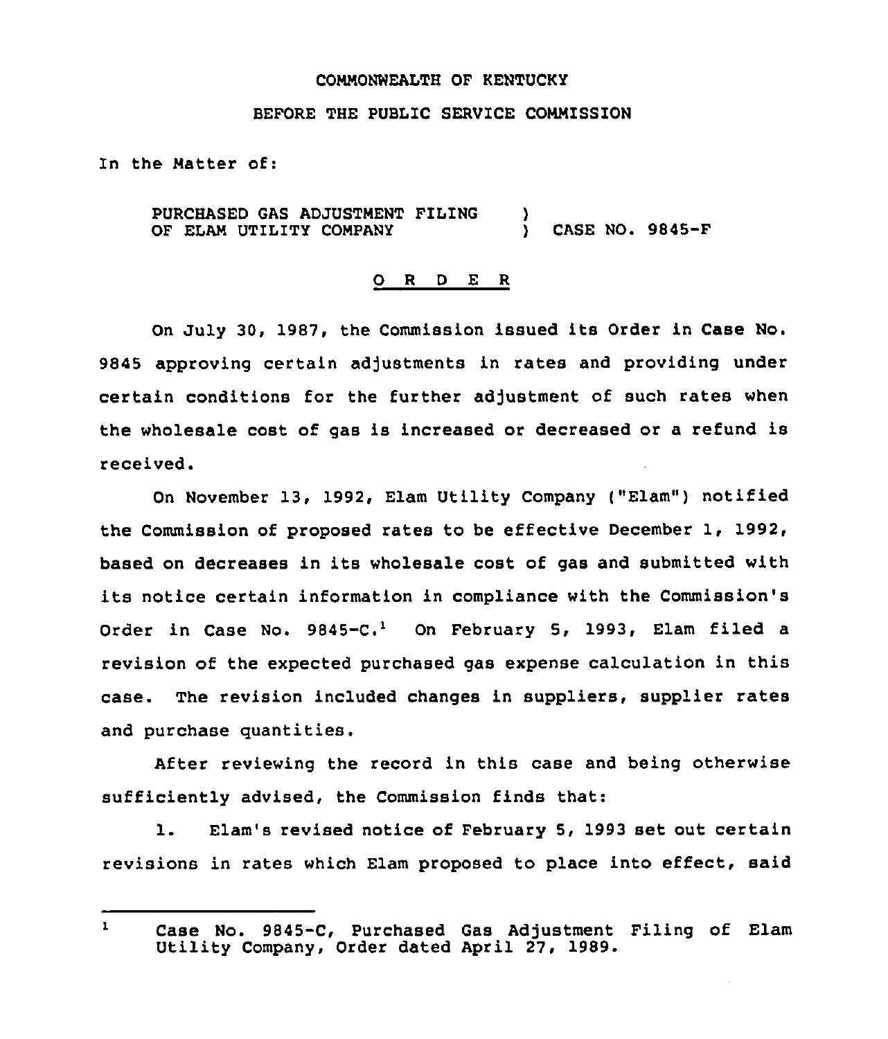COMMONWEALTH OF KENTUCKY

BEFORE THE PUBLIC SERVICE COMMISSION

In the Matter of:

PURCHASED GAS ADJUSTMENT FILING OF ELAM UTILITY COMPANY ) CASE NO. 9845-F

O R D E R

On July 30, 1987, the Commission issued its Order in Case No. 9845 approving certain adjustments in rates and providing under certain conditions for the further adjustment of such rates when the wholesale cost of gas is increased or decreased or a refund is received.

On November 13, 1992, Elam Utility Company ("Elam") notified the Commission of proposed rates to be effective December 1, 1992, based on decreases in its wholesale cost of gas and submitted with its notice certain information in compliance with the Commission's Order in Case No. 9845-C.[1] On February 5, 1993, Elam filed a revision of the expected purchased gas expense calculation in this case. The revision included changes in suppliers, supplier rates and purchase quantities.

After reviewing the record in this case and being otherwise sufficiently advised, the Commission finds that:

1. Elam's revised notice of February 5, 1993 set out certain revisions in rates which Elam proposed to place into effect, said

[1] Case No. 9845-C, Purchased Gas Adjustment Filing of Elam Utility Company, Order dated April 27, 1989.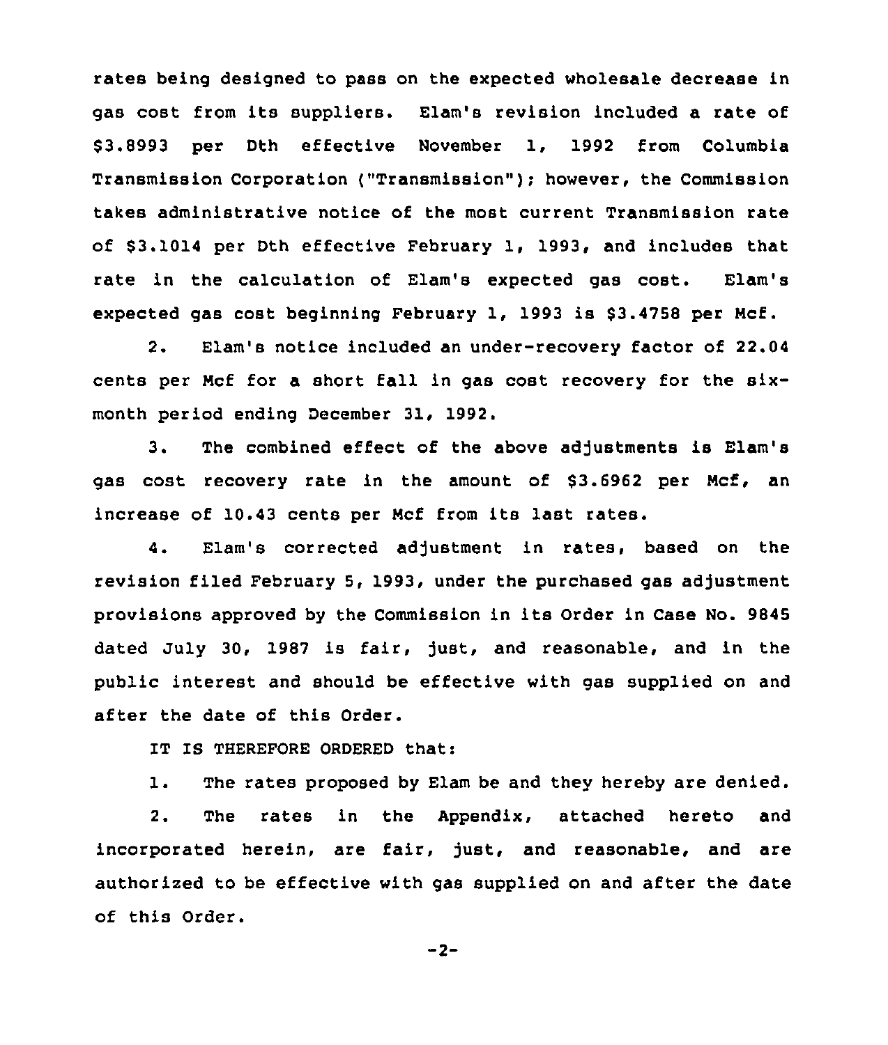rates being designed to pass on the expected wholesale decrease in gas cost from its suppliers. Elam's revision included a rate of $3.8993 per Dth effective November 1, 1992 from Columbia Transmission Corporation ("Transmission"); however, the Commission takes administrative notice of the most current Transmission rate of $3.1014 per Dth effective February 1, 1993, and includes that rate in the calculation of Elam's expected gas cost. Elam's expected gas cost beginning February 1, 1993 is $3.4758 per Mcf.

2. Elam's notice included an under-recovery factor of 22.04 cents per Mcf for a short fall in gas cost recovery for the six-month period ending December 31, 1992.

3. The combined effect of the above adjustments is Elam's gas cost recovery rate in the amount of $3.6962 per Mcf, an increase of 10.43 cents per Mcf from its last rates.

4. Elam's corrected adjustment in rates, based on the revision filed February 5, 1993, under the purchased gas adjustment provisions approved by the Commission in its Order in Case No. 9845 dated July 30, 1987 is fair, just, and reasonable, and in the public interest and should be effective with gas supplied on and after the date of this Order.

IT IS THEREFORE ORDERED that:

1. The rates proposed by Elam be and they hereby are denied.

2. The rates in the Appendix, attached hereto and incorporated herein, are fair, just, and reasonable, and are authorized to be effective with gas supplied on and after the date of this Order.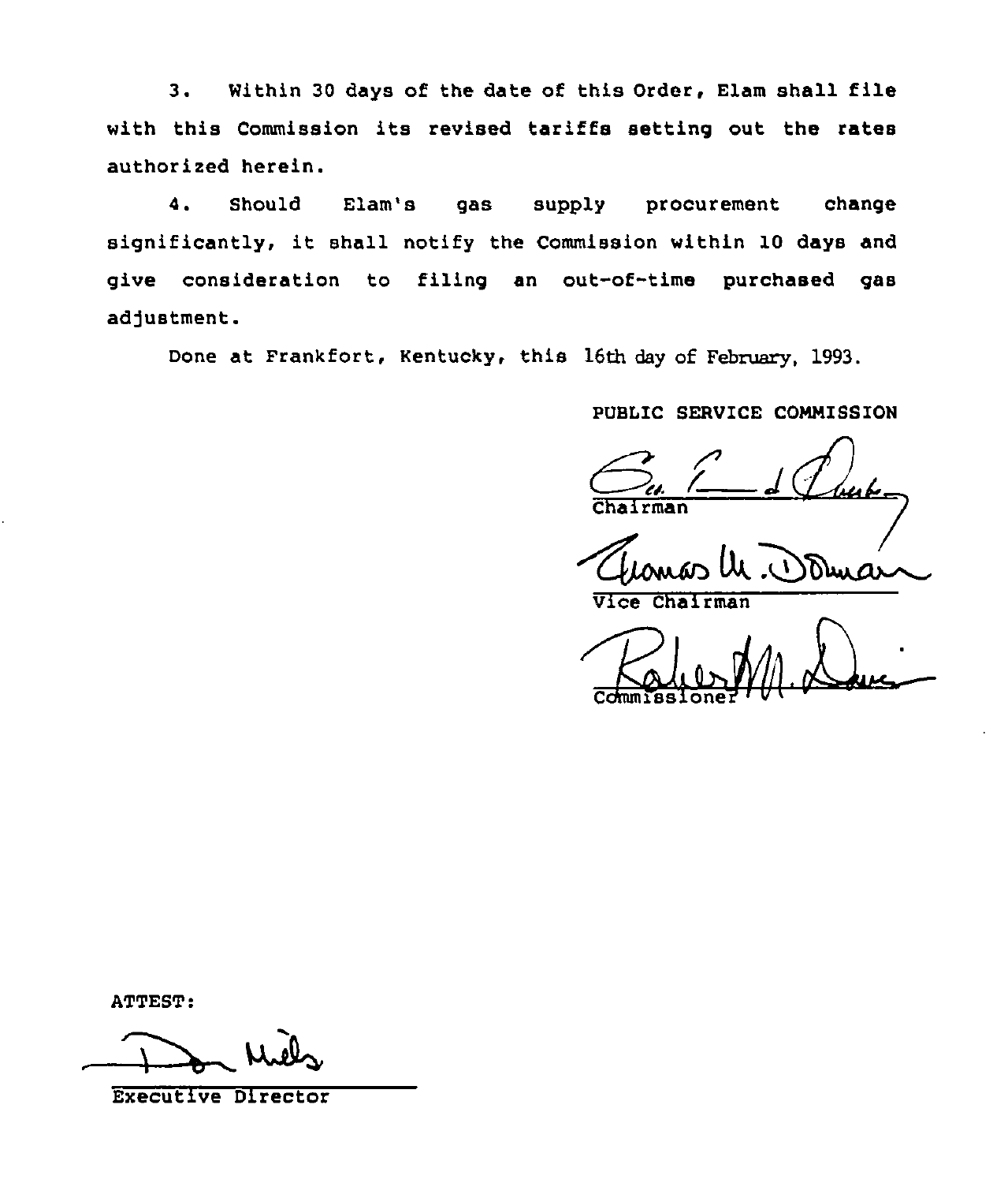3. Within 30 days of the date of this Order, Elam shall file with this Commission its revised tariffs setting out the rates authorized herein.

4. Should Elam's gas supply procurement change significantly, it shall notify the Commission within 10 days and give consideration to filing an out-of-time purchased gas adjustment.

Done at Frankfort, Kentucky, this 16th day of February, 1993.

PUBLIC SERVICE COMMISSION

Chairman

Vice Chairman

Commissioner

ATTEST:

Executive Director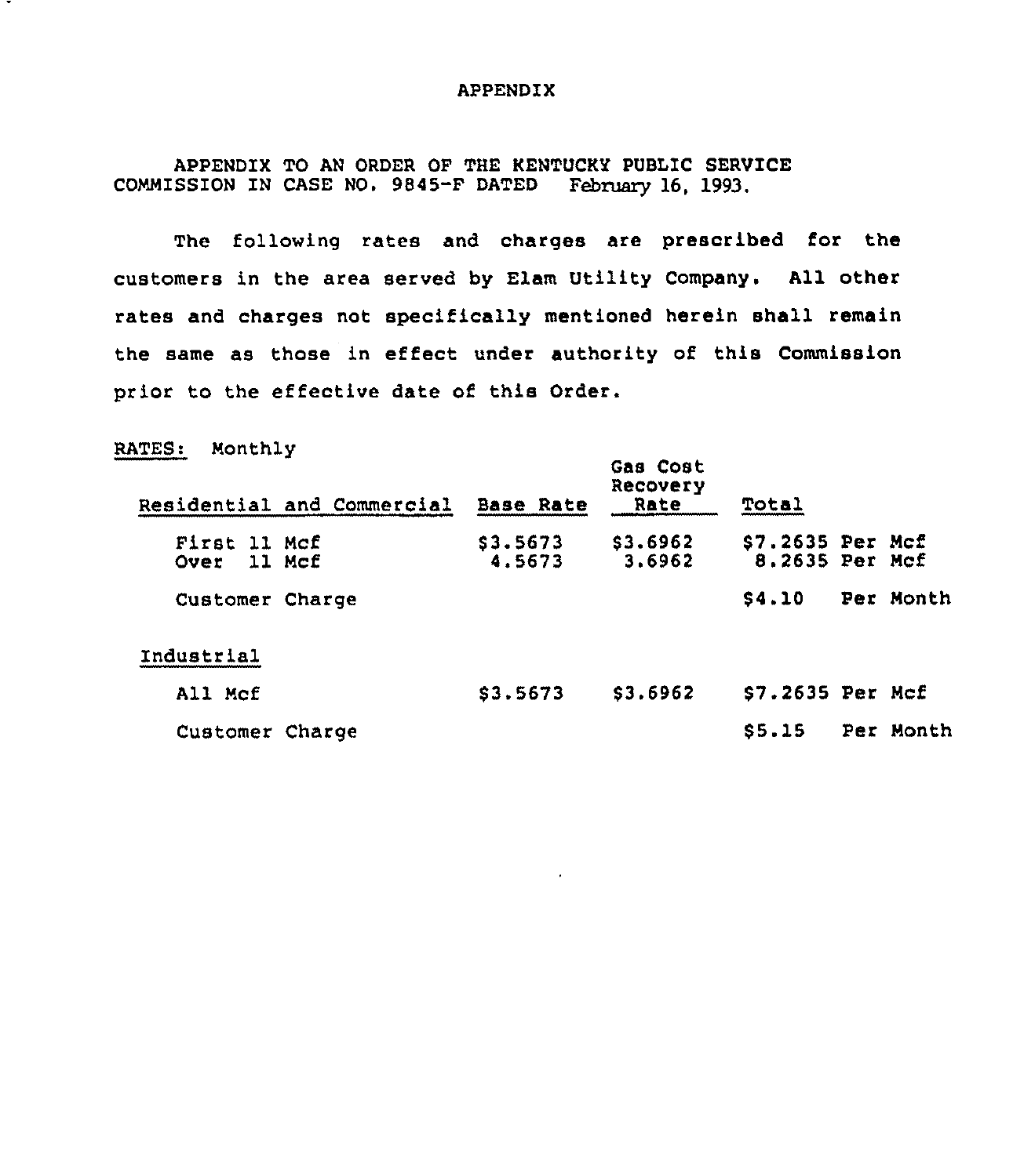# APPENDIX

APPENDIX TO AN ORDER OF THE KENTUCKY PUBLIC SERVICE COMMISSION IN CASE NO. 9845-F DATED February 16, 1993.

The following rates and charges are prescribed for the customers in the area served by Elam Utility Company. All other rates and charges not specifically mentioned herein shall remain the same as those in effect under authority of this Commission prior to the effective date of this Order.

RATES: Monthly

| Residential and Commercial | Base Rate | Gas Cost Recovery Rate | Total |
|---|---|---|---|
| First 11 Mcf | $3.5673 | $3.6962 | $7.2635 Per Mcf |
| Over 11 Mcf | 4.5673 | 3.6962 | 8.2635 Per Mcf |
| Customer Charge | | | $4.10 Per Month |
| **Industrial** | | | |
| All Mcf | $3.5673 | $3.6962 | $7.2635 Per Mcf |
| Customer Charge | | | $5.15 Per Month |